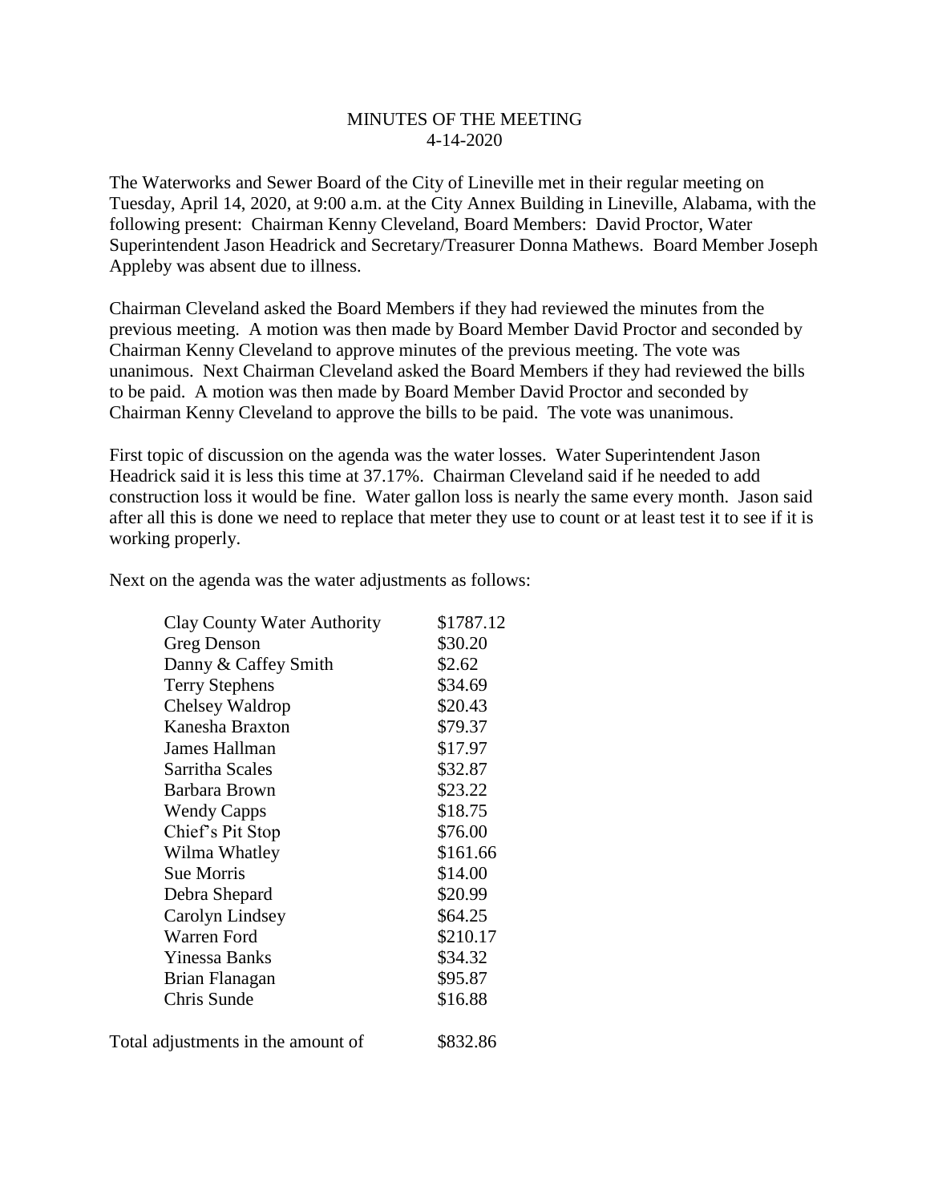MINUTES OF THE MEETING
4-14-2020

The Waterworks and Sewer Board of the City of Lineville met in their regular meeting on Tuesday, April 14, 2020, at 9:00 a.m. at the City Annex Building in Lineville, Alabama, with the following present: Chairman Kenny Cleveland, Board Members: David Proctor, Water Superintendent Jason Headrick and Secretary/Treasurer Donna Mathews. Board Member Joseph Appleby was absent due to illness.

Chairman Cleveland asked the Board Members if they had reviewed the minutes from the previous meeting. A motion was then made by Board Member David Proctor and seconded by Chairman Kenny Cleveland to approve minutes of the previous meeting. The vote was unanimous. Next Chairman Cleveland asked the Board Members if they had reviewed the bills to be paid. A motion was then made by Board Member David Proctor and seconded by Chairman Kenny Cleveland to approve the bills to be paid. The vote was unanimous.

First topic of discussion on the agenda was the water losses. Water Superintendent Jason Headrick said it is less this time at 37.17%. Chairman Cleveland said if he needed to add construction loss it would be fine. Water gallon loss is nearly the same every month. Jason said after all this is done we need to replace that meter they use to count or at least test it to see if it is working properly.

Next on the agenda was the water adjustments as follows:

| | |
|---|---|
| Clay County Water Authority | \$1787.12 |
| Greg Denson | \$30.20 |
| Danny & Caffey Smith | \$2.62 |
| Terry Stephens | \$34.69 |
| Chelsey Waldrop | \$20.43 |
| Kanesha Braxton | \$79.37 |
| James Hallman | \$17.97 |
| Sarritha Scales | \$32.87 |
| Barbara Brown | \$23.22 |
| Wendy Capps | \$18.75 |
| Chief's Pit Stop | \$76.00 |
| Wilma Whatley | \$161.66 |
| Sue Morris | \$14.00 |
| Debra Shepard | \$20.99 |
| Carolyn Lindsey | \$64.25 |
| Warren Ford | \$210.17 |
| Yinessa Banks | \$34.32 |
| Brian Flanagan | \$95.87 |
| Chris Sunde | \$16.88 |
| | |
| Total adjustments in the amount of | \$832.86 |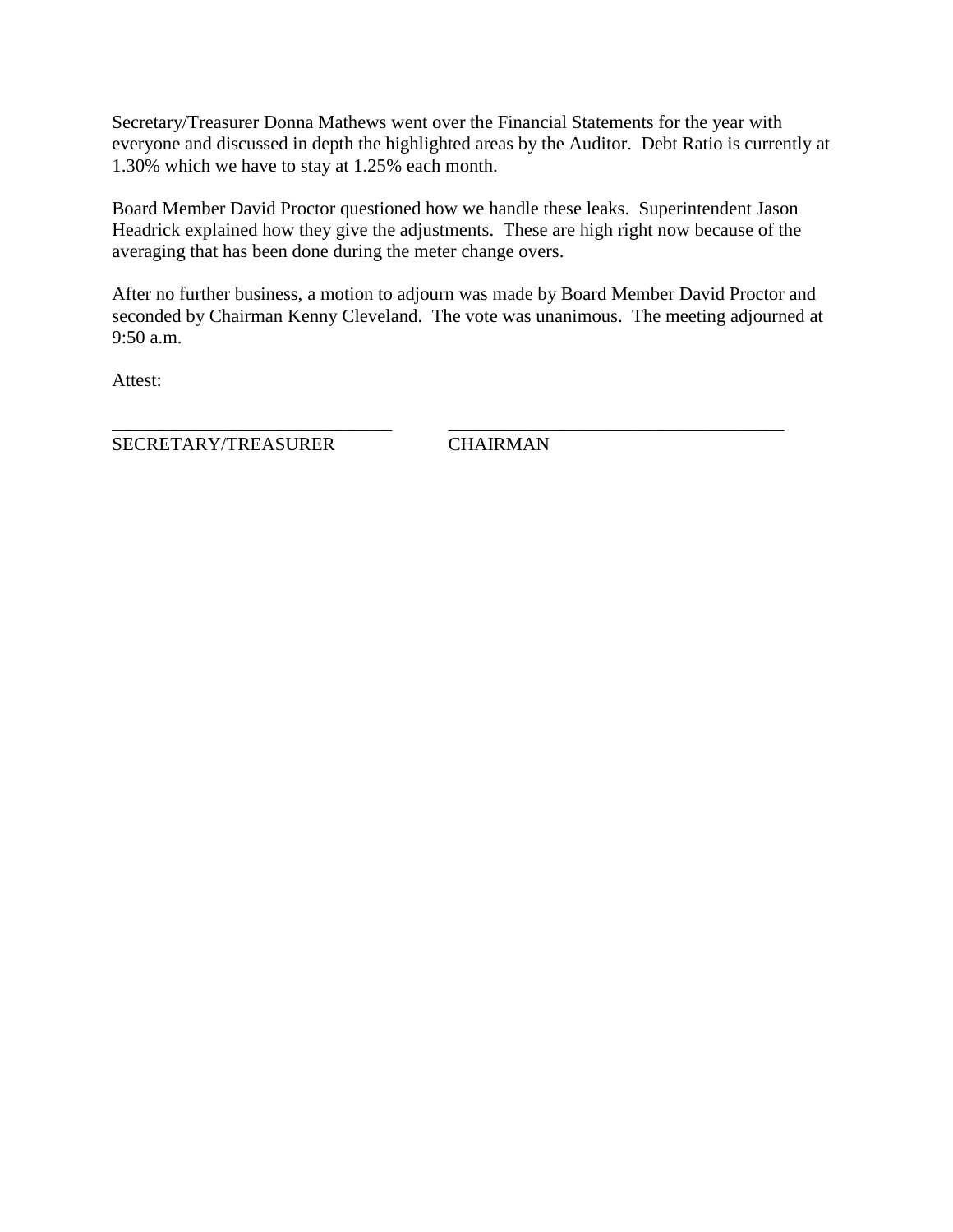Secretary/Treasurer Donna Mathews went over the Financial Statements for the year with everyone and discussed in depth the highlighted areas by the Auditor. Debt Ratio is currently at 1.30% which we have to stay at 1.25% each month.

Board Member David Proctor questioned how we handle these leaks. Superintendent Jason Headrick explained how they give the adjustments. These are high right now because of the averaging that has been done during the meter change overs.

After no further business, a motion to adjourn was made by Board Member David Proctor and seconded by Chairman Kenny Cleveland. The vote was unanimous. The meeting adjourned at 9:50 a.m.

Attest:

______________________________ ____________________________________

SECRETARY/TREASURER CHAIRMAN